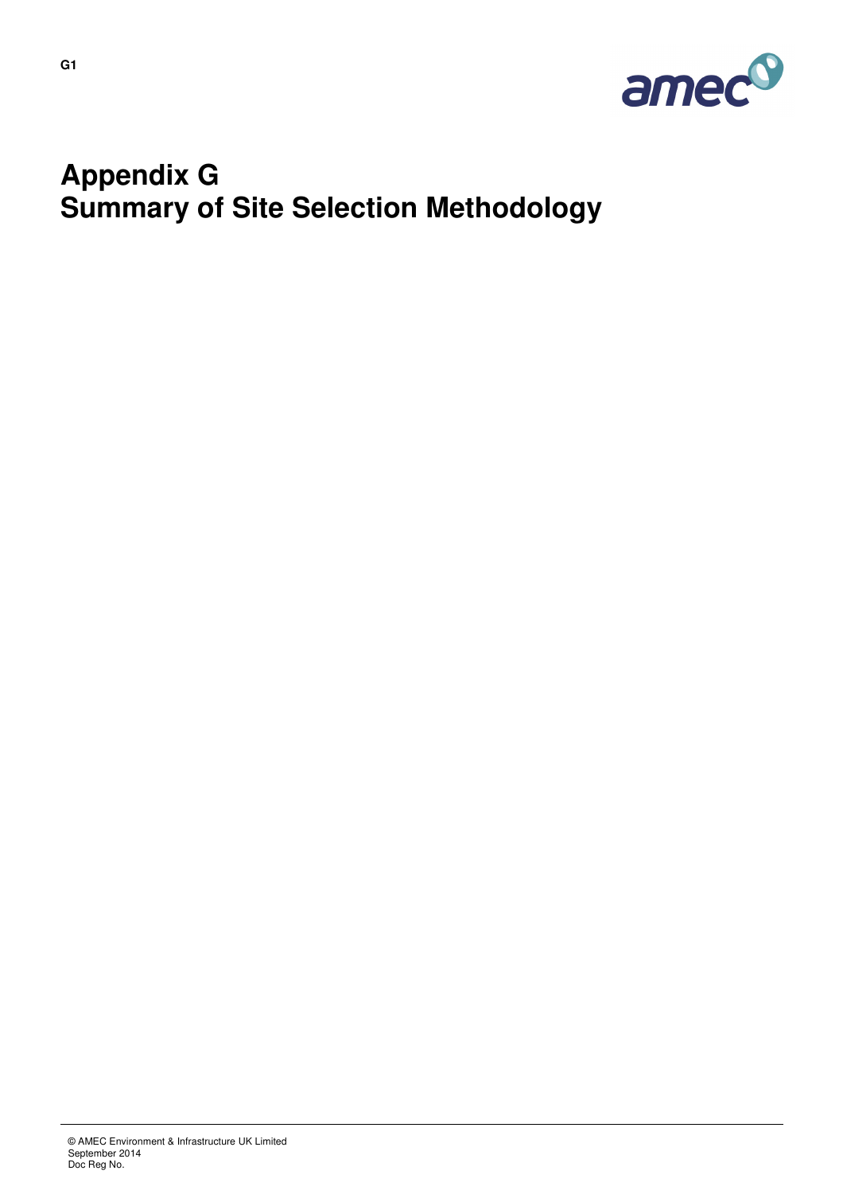# Appendix G
# Summary of Site Selection Methodology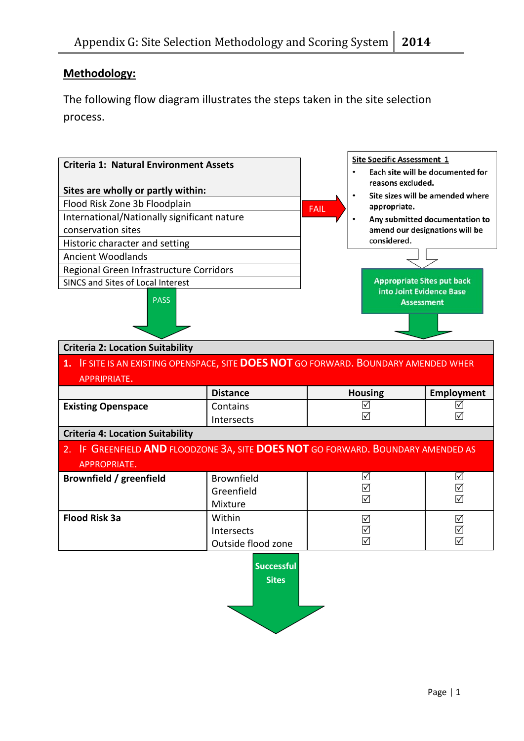## Methodology:

The following flow diagram illustrates the steps taken in the site selection process.

| **Criteria 1: Natural Environment Assets**<br><br>**Sites are wholly or partly within:** |
|---|
| Flood Risk Zone 3b Floodplain |
| International/Nationally significant nature conservation sites |
| Historic character and setting |
| Ancient Woodlands |
| Regional Green Infrastructure Corridors |
| SINCS and Sites of Local Interest |

FAIL →

**Site Specific Assessment 1**

- Each site will be documented for reasons excluded.
- Site sizes will be amended where appropriate.
- Any submitted documentation to amend our designations will be considered.

↓

**Appropriate Sites put back into Joint Evidence Base Assessment**

PASS ↓

| **Criteria 2: Location Suitability** | | | |
|---|---|---|---|
| **1. If site is an existing openspace, site DOES NOT go forward. Boundary amended wher appripriate.** | | | |
| | **Distance** | **Housing** | **Employment** |
| **Existing Openspace** | Contains | ☑ | ☑ |
| | Intersects | ☑ | ☑ |
| **Criteria 4: Location Suitability** | | | |
| **2. If Greenfield AND floodzone 3a, site DOES NOT go forward. Boundary amended as appropriate.** | | | |
| **Brownfield / greenfield** | Brownfield | ☑ | ☑ |
| | Greenfield | ☑ | ☑ |
| | Mixture | ☑ | ☑ |
| **Flood Risk 3a** | Within | ☑ | ☑ |
| | Intersects | ☑ | ☑ |
| | Outside flood zone | ☑ | ☑ |

↓ **Successful Sites**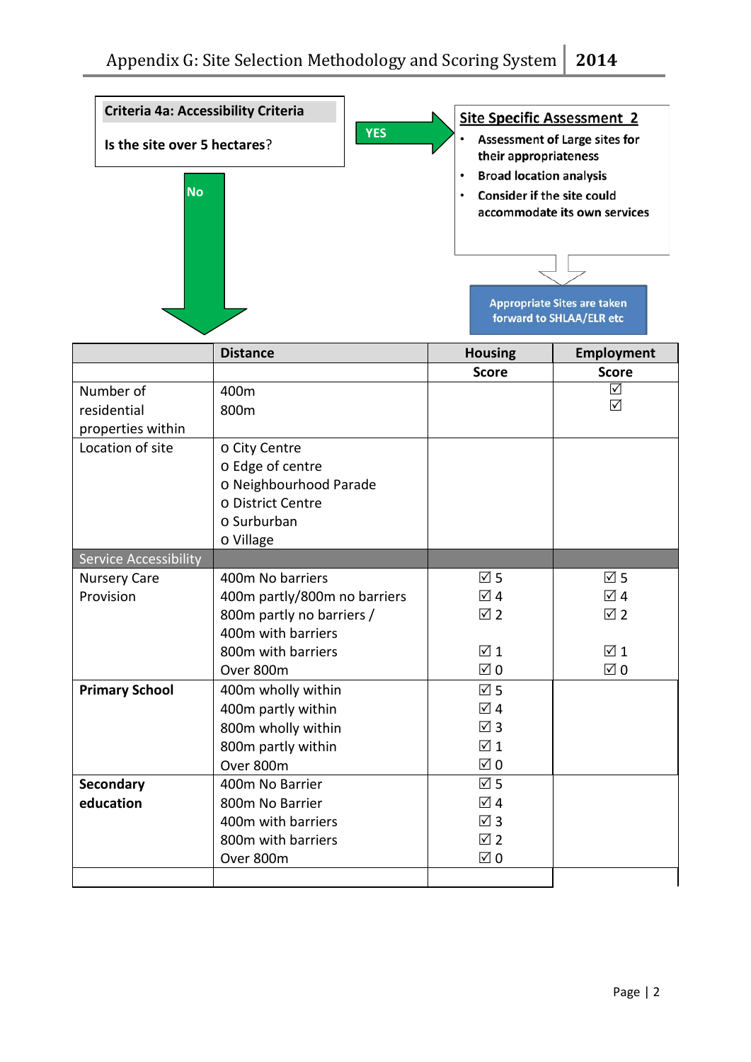**Criteria 4a: Accessibility Criteria**

**Is the site over 5 hectares?**

YES →

**Site Specific Assessment 2**

- Assessment of Large sites for their appropriateness
- Broad location analysis
- Consider if the site could accommodate its own services

Appropriate Sites are taken forward to SHLAA/ELR etc

No ↓

| | Distance | Housing | Employment |
|---|---|---|---|
| | | Score | Score |
| Number of residential properties within | 400m<br>800m | | ☑<br>☑ |
| Location of site | o City Centre<br>o Edge of centre<br>o Neighbourhood Parade<br>o District Centre<br>o Surburban<br>o Village | | |
| Service Accessibility | | | |
| Nursery Care Provision | 400m No barriers<br>400m partly/800m no barriers<br>800m partly no barriers / 400m with barriers<br>800m with barriers<br>Over 800m | ☑ 5<br>☑ 4<br>☑ 2<br>☑ 1<br>☑ 0 | ☑ 5<br>☑ 4<br>☑ 2<br>☑ 1<br>☑ 0 |
| **Primary School** | 400m wholly within<br>400m partly within<br>800m wholly within<br>800m partly within<br>Over 800m | ☑ 5<br>☑ 4<br>☑ 3<br>☑ 1<br>☑ 0 | |
| **Secondary education** | 400m No Barrier<br>800m No Barrier<br>400m with barriers<br>800m with barriers<br>Over 800m | ☑ 5<br>☑ 4<br>☑ 3<br>☑ 2<br>☑ 0 | |
| | | | |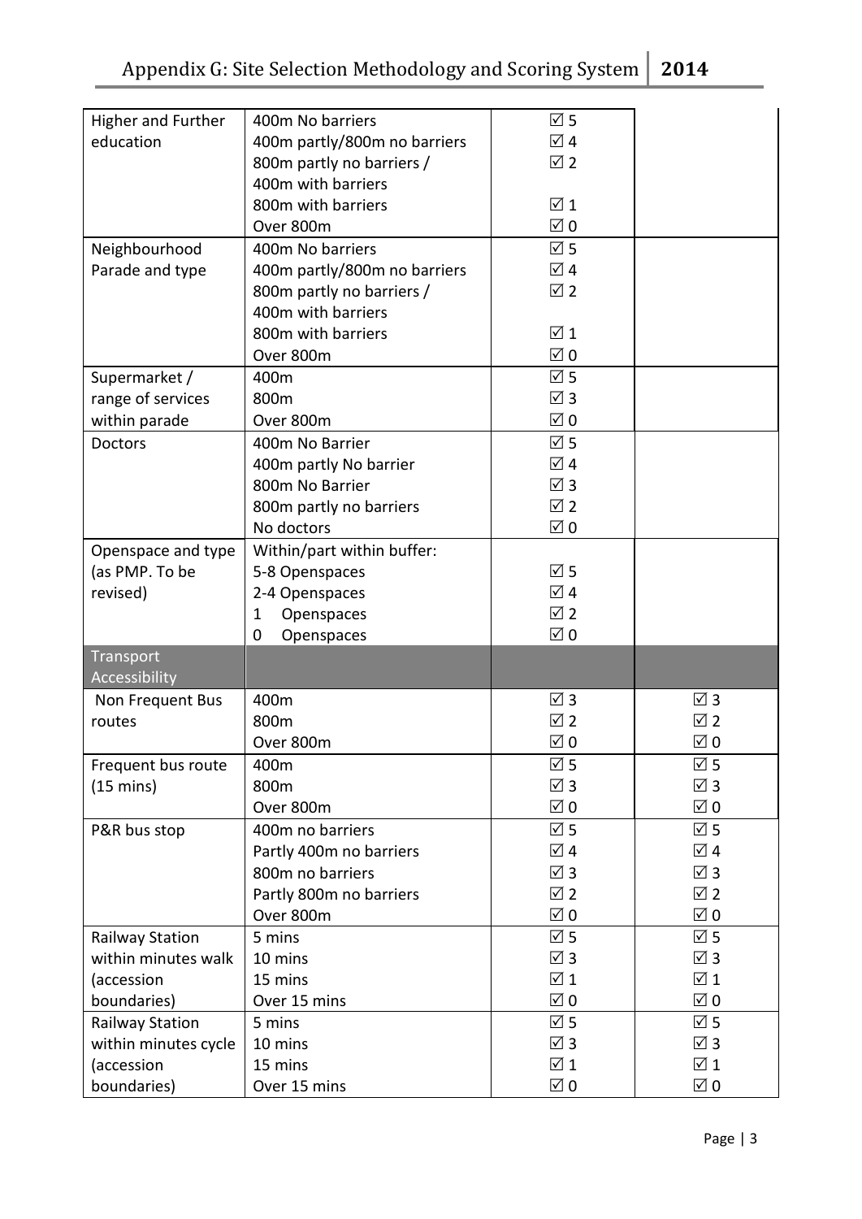| Higher and Further education | 400m No barriers<br>400m partly/800m no barriers<br>800m partly no barriers / 400m with barriers<br>800m with barriers<br>Over 800m | ☑ 5<br>☑ 4<br>☑ 2<br><br>☑ 1<br>☑ 0 | |
|---|---|---|---|
| Neighbourhood Parade and type | 400m No barriers<br>400m partly/800m no barriers<br>800m partly no barriers / 400m with barriers<br>800m with barriers<br>Over 800m | ☑ 5<br>☑ 4<br>☑ 2<br><br>☑ 1<br>☑ 0 | |
| Supermarket / range of services within parade | 400m<br>800m<br>Over 800m | ☑ 5<br>☑ 3<br>☑ 0 | |
| Doctors | 400m No Barrier<br>400m partly No barrier<br>800m No Barrier<br>800m partly no barriers<br>No doctors | ☑ 5<br>☑ 4<br>☑ 3<br>☑ 2<br>☑ 0 | |
| Openspace and type (as PMP. To be revised) | Within/part within buffer:<br>5-8 Openspaces<br>2-4 Openspaces<br>1 Openspaces<br>0 Openspaces | <br>☑ 5<br>☑ 4<br>☑ 2<br>☑ 0 | |
| **Transport Accessibility** | | | |
| Non Frequent Bus routes | 400m<br>800m<br>Over 800m | ☑ 3<br>☑ 2<br>☑ 0 | ☑ 3<br>☑ 2<br>☑ 0 |
| Frequent bus route (15 mins) | 400m<br>800m<br>Over 800m | ☑ 5<br>☑ 3<br>☑ 0 | ☑ 5<br>☑ 3<br>☑ 0 |
| P&R bus stop | 400m no barriers<br>Partly 400m no barriers<br>800m no barriers<br>Partly 800m no barriers<br>Over 800m | ☑ 5<br>☑ 4<br>☑ 3<br>☑ 2<br>☑ 0 | ☑ 5<br>☑ 4<br>☑ 3<br>☑ 2<br>☑ 0 |
| Railway Station within minutes walk (accession boundaries) | 5 mins<br>10 mins<br>15 mins<br>Over 15 mins | ☑ 5<br>☑ 3<br>☑ 1<br>☑ 0 | ☑ 5<br>☑ 3<br>☑ 1<br>☑ 0 |
| Railway Station within minutes cycle (accession boundaries) | 5 mins<br>10 mins<br>15 mins<br>Over 15 mins | ☑ 5<br>☑ 3<br>☑ 1<br>☑ 0 | ☑ 5<br>☑ 3<br>☑ 1<br>☑ 0 |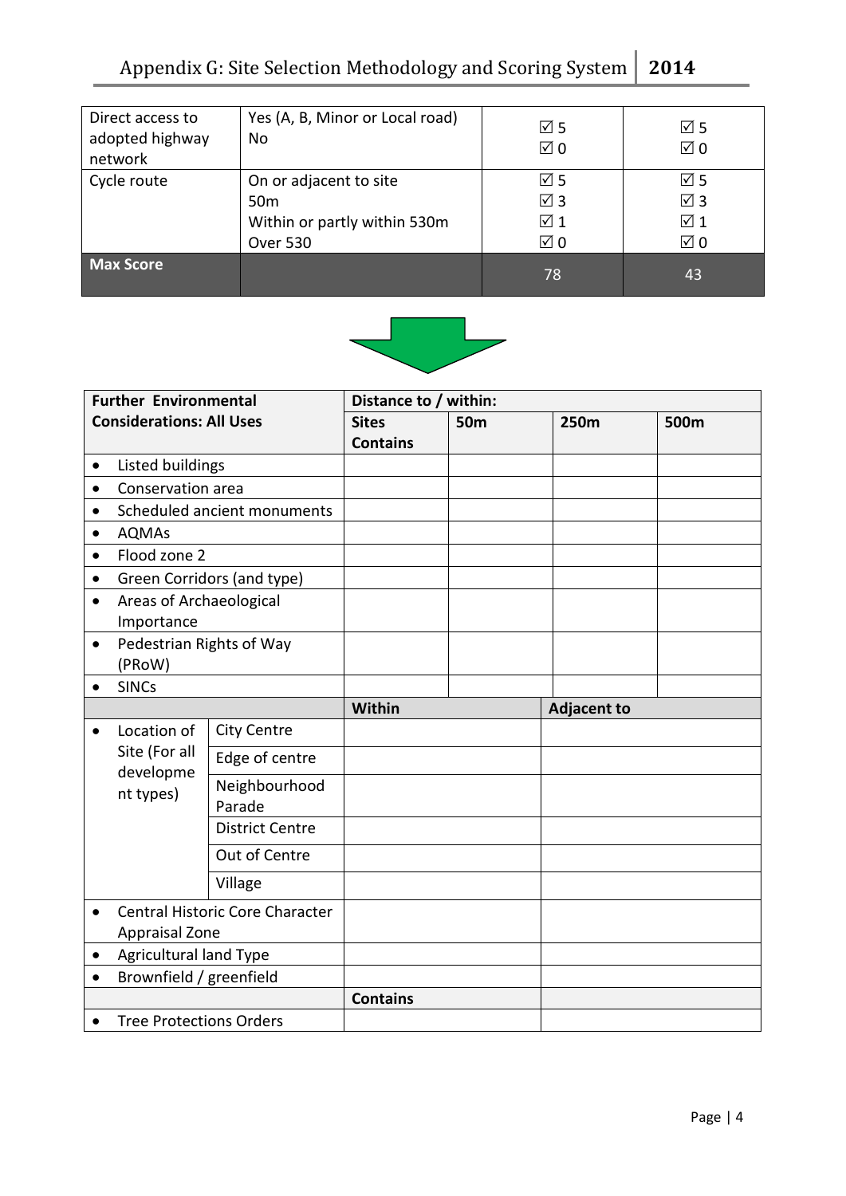| | | | |
|---|---|---|---|
| Direct access to adopted highway network | Yes (A, B, Minor or Local road)<br>No | ☑ 5<br>☑ 0 | ☑ 5<br>☑ 0 |
| Cycle route | On or adjacent to site<br>50m<br>Within or partly within 530m<br>Over 530 | ☑ 5<br>☑ 3<br>☑ 1<br>☑ 0 | ☑ 5<br>☑ 3<br>☑ 1<br>☑ 0 |
| **Max Score** | | 78 | 43 |

| **Further Environmental Considerations: All Uses** | | **Distance to / within:** | | | |
|---|---|---|---|---|---|
| | | **Sites Contains** | **50m** | **250m** | **500m** |
| • Listed buildings | | | | | |
| • Conservation area | | | | | |
| • Scheduled ancient monuments | | | | | |
| • AQMAs | | | | | |
| • Flood zone 2 | | | | | |
| • Green Corridors (and type) | | | | | |
| • Areas of Archaeological Importance | | | | | |
| • Pedestrian Rights of Way (PRoW) | | | | | |
| • SINCs | | | | | |
| | | **Within** | | **Adjacent to** | |
| • Location of Site (For all development types) | City Centre | | | | |
| | Edge of centre | | | | |
| | Neighbourhood Parade | | | | |
| | District Centre | | | | |
| | Out of Centre | | | | |
| | Village | | | | |
| • Central Historic Core Character Appraisal Zone | | | | | |
| • Agricultural land Type | | | | | |
| • Brownfield / greenfield | | | | | |
| | | **Contains** | | | |
| • Tree Protections Orders | | | | | |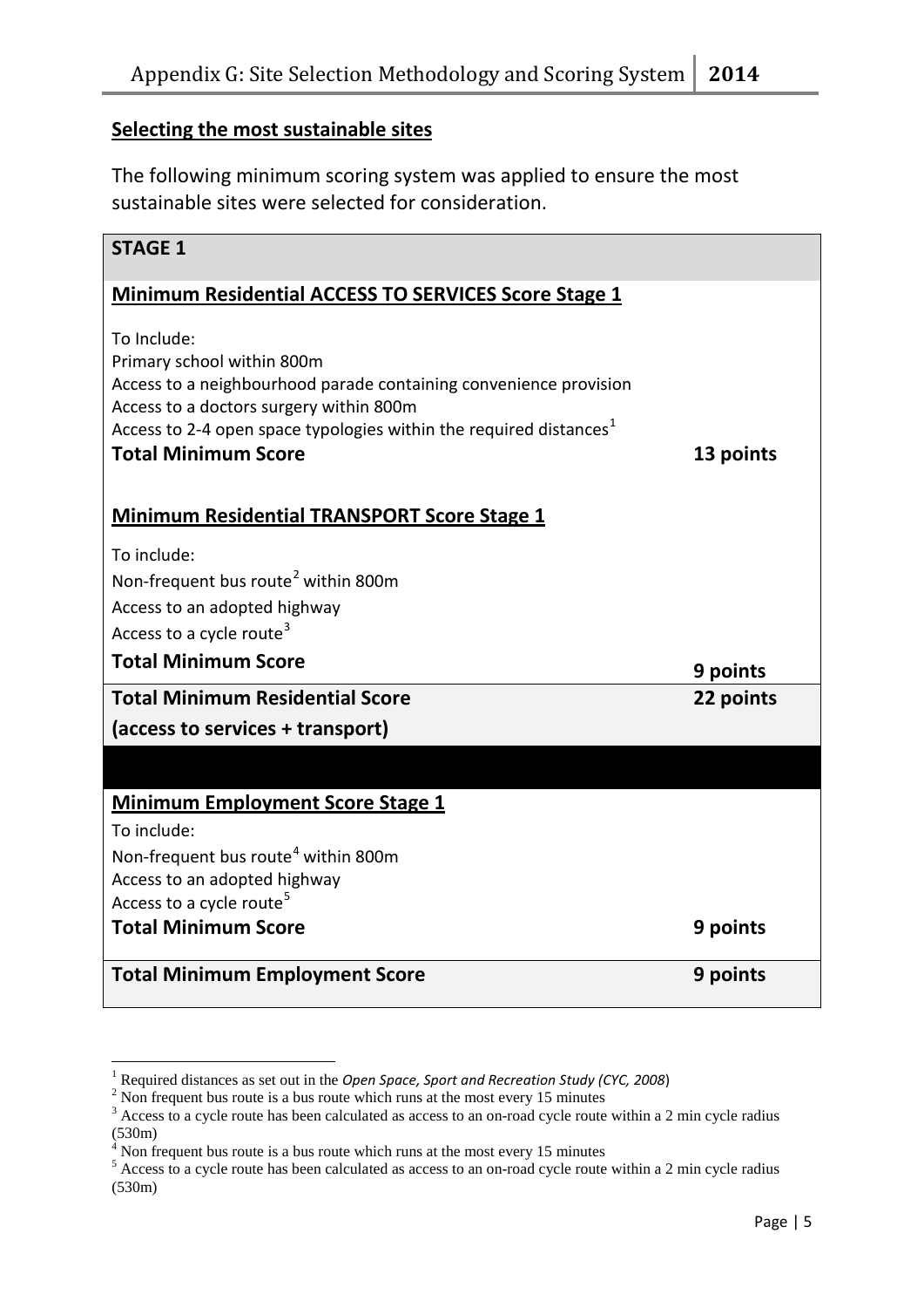## Selecting the most sustainable sites

The following minimum scoring system was applied to ensure the most sustainable sites were selected for consideration.

| **STAGE 1** | |
|---|---|
| **Minimum Residential ACCESS TO SERVICES Score Stage 1** | |
| To Include:<br>Primary school within 800m<br>Access to a neighbourhood parade containing convenience provision<br>Access to a doctors surgery within 800m<br>Access to 2-4 open space typologies within the required distances[1] | |
| **Total Minimum Score** | **13 points** |
| **Minimum Residential TRANSPORT Score Stage 1** | |
| To include:<br>Non-frequent bus route[2] within 800m<br>Access to an adopted highway<br>Access to a cycle route[3] | |
| **Total Minimum Score** | **9 points** |
| **Total Minimum Residential Score (access to services + transport)** | **22 points** |
| | |
| **Minimum Employment Score Stage 1** | |
| To include:<br>Non-frequent bus route[4] within 800m<br>Access to an adopted highway<br>Access to a cycle route[5] | |
| **Total Minimum Score** | **9 points** |
| **Total Minimum Employment Score** | **9 points** |

[1] Required distances as set out in the *Open Space, Sport and Recreation Study (CYC, 2008)*

[2] Non frequent bus route is a bus route which runs at the most every 15 minutes

[3] Access to a cycle route has been calculated as access to an on-road cycle route within a 2 min cycle radius (530m)

[4] Non frequent bus route is a bus route which runs at the most every 15 minutes

[5] Access to a cycle route has been calculated as access to an on-road cycle route within a 2 min cycle radius (530m)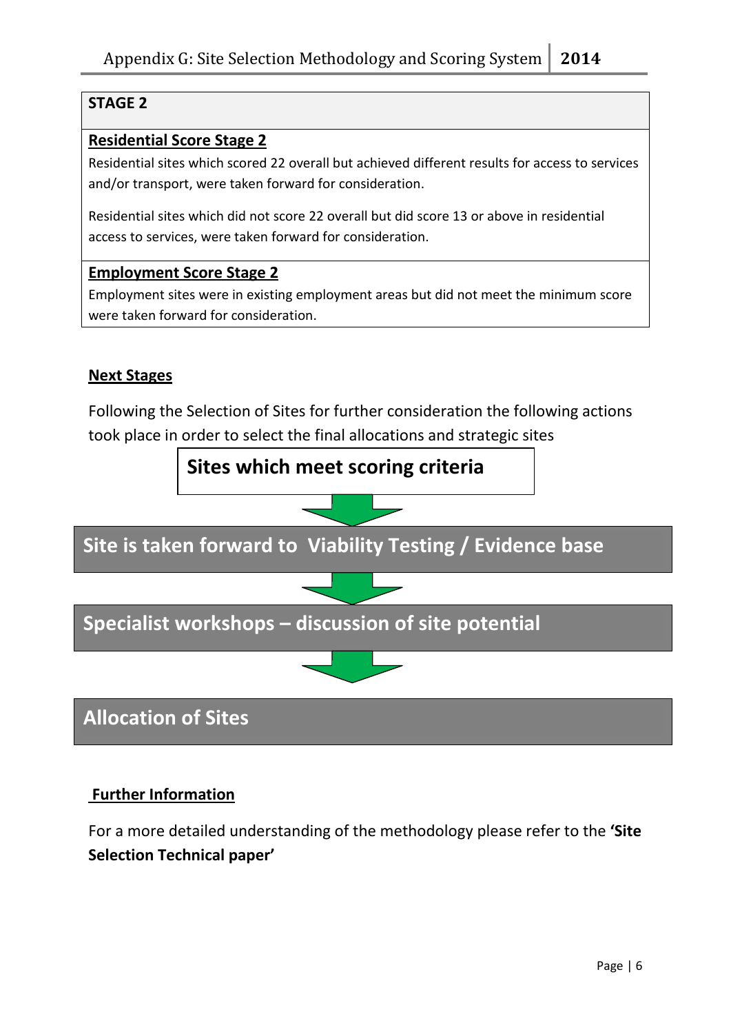## STAGE 2

**Residential Score Stage 2**

Residential sites which scored 22 overall but achieved different results for access to services and/or transport, were taken forward for consideration.

Residential sites which did not score 22 overall but did score 13 or above in residential access to services, were taken forward for consideration.

**Employment Score Stage 2**

Employment sites were in existing employment areas but did not meet the minimum score were taken forward for consideration.

## Next Stages

Following the Selection of Sites for further consideration the following actions took place in order to select the final allocations and strategic sites

**Sites which meet scoring criteria**

**Site is taken forward to Viability Testing / Evidence base**

**Specialist workshops – discussion of site potential**

**Allocation of Sites**

## Further Information

For a more detailed understanding of the methodology please refer to the **'Site Selection Technical paper'**